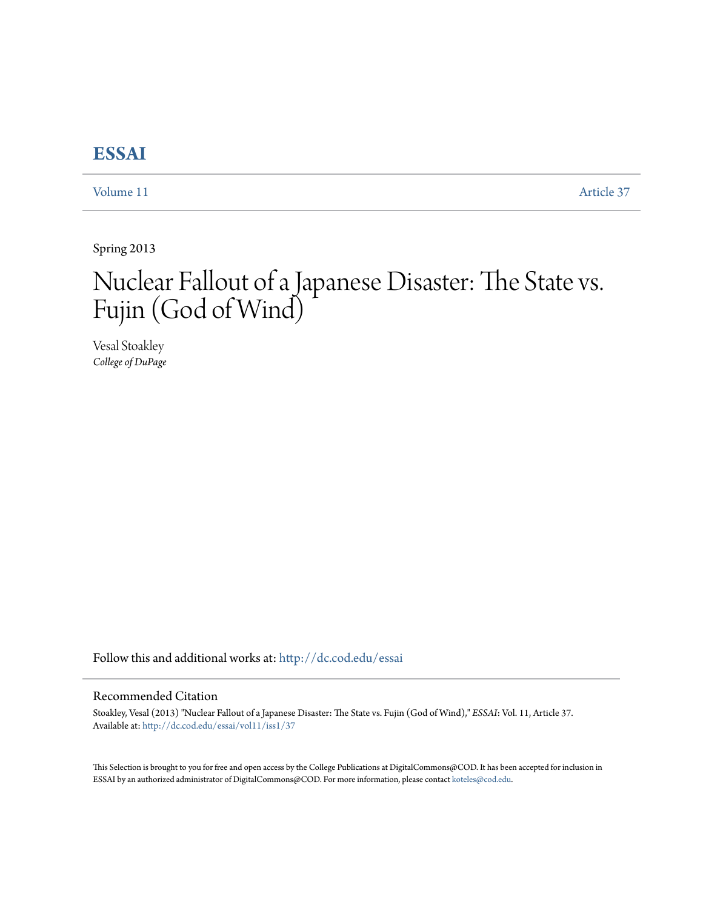# ESSAI

Volume 11 Article 37

Spring 2013

# Nuclear Fallout of a Japanese Disaster: The State vs. Fujin (God of Wind)

Vesal Stoakley
*College of DuPage*

Follow this and additional works at: http://dc.cod.edu/essai

## Recommended Citation

Stoakley, Vesal (2013) "Nuclear Fallout of a Japanese Disaster: The State vs. Fujin (God of Wind)," *ESSAI*: Vol. 11, Article 37.
Available at: http://dc.cod.edu/essai/vol11/iss1/37

This Selection is brought to you for free and open access by the College Publications at DigitalCommons@COD. It has been accepted for inclusion in ESSAI by an authorized administrator of DigitalCommons@COD. For more information, please contact koteles@cod.edu.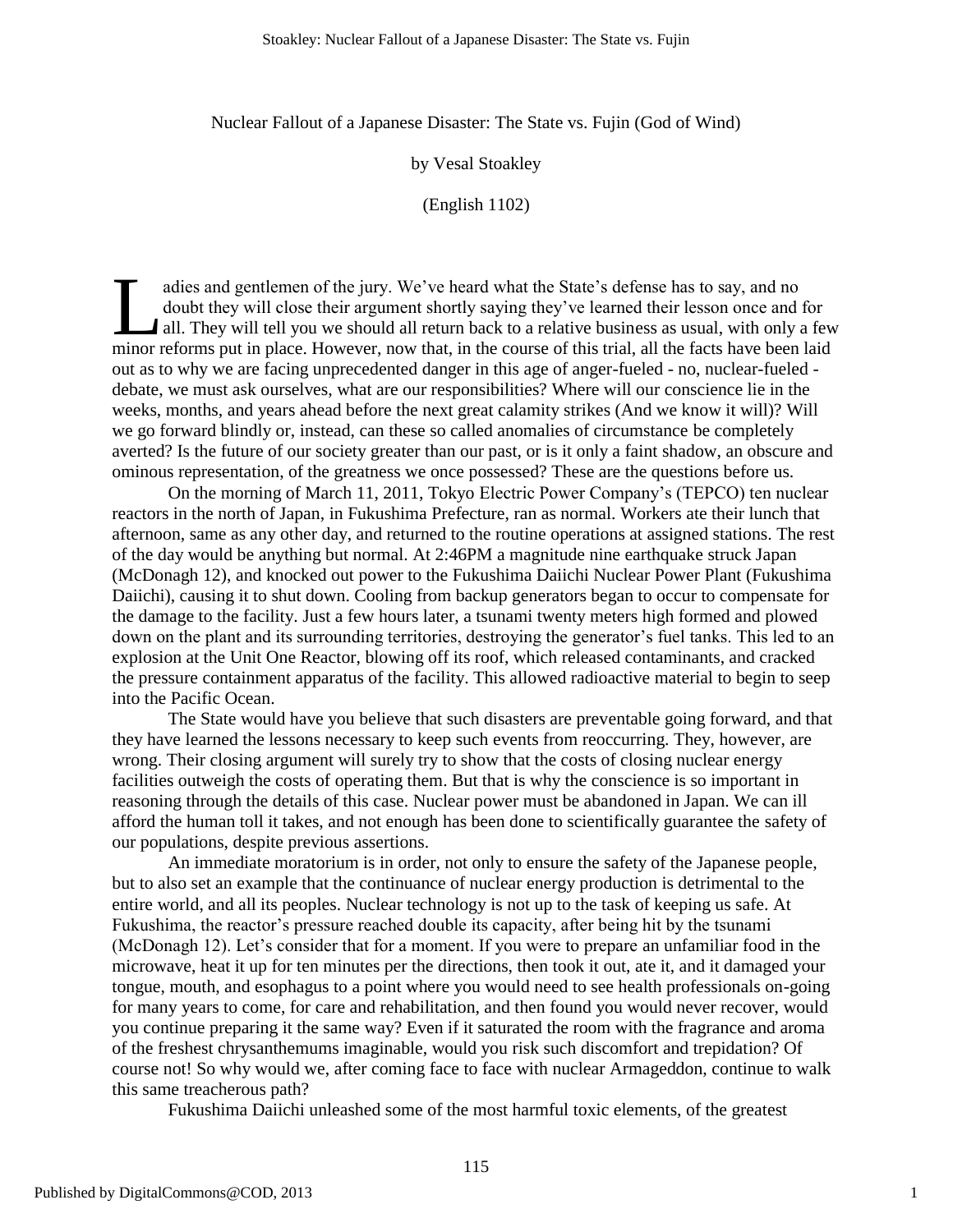Nuclear Fallout of a Japanese Disaster: The State vs. Fujin (God of Wind)

by Vesal Stoakley

(English 1102)

Ladies and gentlemen of the jury. We've heard what the State's defense has to say, and no doubt they will close their argument shortly saying they've learned their lesson once and for all. They will tell you we should all return back to a relative business as usual, with only a few minor reforms put in place. However, now that, in the course of this trial, all the facts have been laid out as to why we are facing unprecedented danger in this age of anger-fueled - no, nuclear-fueled - debate, we must ask ourselves, what are our responsibilities? Where will our conscience lie in the weeks, months, and years ahead before the next great calamity strikes (And we know it will)? Will we go forward blindly or, instead, can these so called anomalies of circumstance be completely averted? Is the future of our society greater than our past, or is it only a faint shadow, an obscure and ominous representation, of the greatness we once possessed? These are the questions before us.

On the morning of March 11, 2011, Tokyo Electric Power Company's (TEPCO) ten nuclear reactors in the north of Japan, in Fukushima Prefecture, ran as normal. Workers ate their lunch that afternoon, same as any other day, and returned to the routine operations at assigned stations. The rest of the day would be anything but normal. At 2:46PM a magnitude nine earthquake struck Japan (McDonagh 12), and knocked out power to the Fukushima Daiichi Nuclear Power Plant (Fukushima Daiichi), causing it to shut down. Cooling from backup generators began to occur to compensate for the damage to the facility. Just a few hours later, a tsunami twenty meters high formed and plowed down on the plant and its surrounding territories, destroying the generator's fuel tanks. This led to an explosion at the Unit One Reactor, blowing off its roof, which released contaminants, and cracked the pressure containment apparatus of the facility. This allowed radioactive material to begin to seep into the Pacific Ocean.

The State would have you believe that such disasters are preventable going forward, and that they have learned the lessons necessary to keep such events from reoccurring. They, however, are wrong. Their closing argument will surely try to show that the costs of closing nuclear energy facilities outweigh the costs of operating them. But that is why the conscience is so important in reasoning through the details of this case. Nuclear power must be abandoned in Japan. We can ill afford the human toll it takes, and not enough has been done to scientifically guarantee the safety of our populations, despite previous assertions.

An immediate moratorium is in order, not only to ensure the safety of the Japanese people, but to also set an example that the continuance of nuclear energy production is detrimental to the entire world, and all its peoples. Nuclear technology is not up to the task of keeping us safe. At Fukushima, the reactor's pressure reached double its capacity, after being hit by the tsunami (McDonagh 12). Let's consider that for a moment. If you were to prepare an unfamiliar food in the microwave, heat it up for ten minutes per the directions, then took it out, ate it, and it damaged your tongue, mouth, and esophagus to a point where you would need to see health professionals on-going for many years to come, for care and rehabilitation, and then found you would never recover, would you continue preparing it the same way? Even if it saturated the room with the fragrance and aroma of the freshest chrysanthemums imaginable, would you risk such discomfort and trepidation? Of course not! So why would we, after coming face to face with nuclear Armageddon, continue to walk this same treacherous path?

Fukushima Daiichi unleashed some of the most harmful toxic elements, of the greatest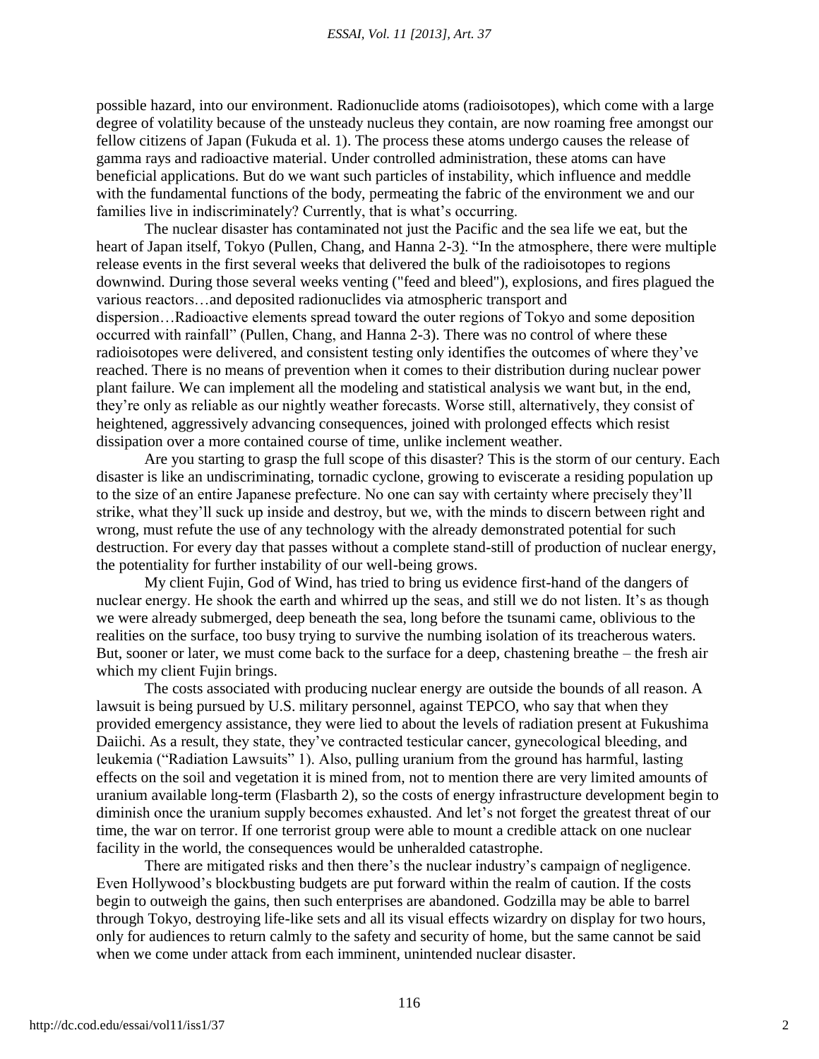possible hazard, into our environment. Radionuclide atoms (radioisotopes), which come with a large degree of volatility because of the unsteady nucleus they contain, are now roaming free amongst our fellow citizens of Japan (Fukuda et al. 1). The process these atoms undergo causes the release of gamma rays and radioactive material. Under controlled administration, these atoms can have beneficial applications. But do we want such particles of instability, which influence and meddle with the fundamental functions of the body, permeating the fabric of the environment we and our families live in indiscriminately? Currently, that is what's occurring.

The nuclear disaster has contaminated not just the Pacific and the sea life we eat, but the heart of Japan itself, Tokyo (Pullen, Chang, and Hanna 2-3). "In the atmosphere, there were multiple release events in the first several weeks that delivered the bulk of the radioisotopes to regions downwind. During those several weeks venting ("feed and bleed"), explosions, and fires plagued the various reactors…and deposited radionuclides via atmospheric transport and dispersion…Radioactive elements spread toward the outer regions of Tokyo and some deposition occurred with rainfall" (Pullen, Chang, and Hanna 2-3). There was no control of where these radioisotopes were delivered, and consistent testing only identifies the outcomes of where they've reached. There is no means of prevention when it comes to their distribution during nuclear power plant failure. We can implement all the modeling and statistical analysis we want but, in the end, they're only as reliable as our nightly weather forecasts. Worse still, alternatively, they consist of heightened, aggressively advancing consequences, joined with prolonged effects which resist dissipation over a more contained course of time, unlike inclement weather.

Are you starting to grasp the full scope of this disaster? This is the storm of our century. Each disaster is like an undiscriminating, tornadic cyclone, growing to eviscerate a residing population up to the size of an entire Japanese prefecture. No one can say with certainty where precisely they'll strike, what they'll suck up inside and destroy, but we, with the minds to discern between right and wrong, must refute the use of any technology with the already demonstrated potential for such destruction. For every day that passes without a complete stand-still of production of nuclear energy, the potentiality for further instability of our well-being grows.

My client Fujin, God of Wind, has tried to bring us evidence first-hand of the dangers of nuclear energy. He shook the earth and whirred up the seas, and still we do not listen. It's as though we were already submerged, deep beneath the sea, long before the tsunami came, oblivious to the realities on the surface, too busy trying to survive the numbing isolation of its treacherous waters. But, sooner or later, we must come back to the surface for a deep, chastening breathe – the fresh air which my client Fujin brings.

The costs associated with producing nuclear energy are outside the bounds of all reason. A lawsuit is being pursued by U.S. military personnel, against TEPCO, who say that when they provided emergency assistance, they were lied to about the levels of radiation present at Fukushima Daiichi. As a result, they state, they've contracted testicular cancer, gynecological bleeding, and leukemia ("Radiation Lawsuits" 1). Also, pulling uranium from the ground has harmful, lasting effects on the soil and vegetation it is mined from, not to mention there are very limited amounts of uranium available long-term (Flasbarth 2), so the costs of energy infrastructure development begin to diminish once the uranium supply becomes exhausted. And let's not forget the greatest threat of our time, the war on terror. If one terrorist group were able to mount a credible attack on one nuclear facility in the world, the consequences would be unheralded catastrophe.

There are mitigated risks and then there's the nuclear industry's campaign of negligence. Even Hollywood's blockbusting budgets are put forward within the realm of caution. If the costs begin to outweigh the gains, then such enterprises are abandoned. Godzilla may be able to barrel through Tokyo, destroying life-like sets and all its visual effects wizardry on display for two hours, only for audiences to return calmly to the safety and security of home, but the same cannot be said when we come under attack from each imminent, unintended nuclear disaster.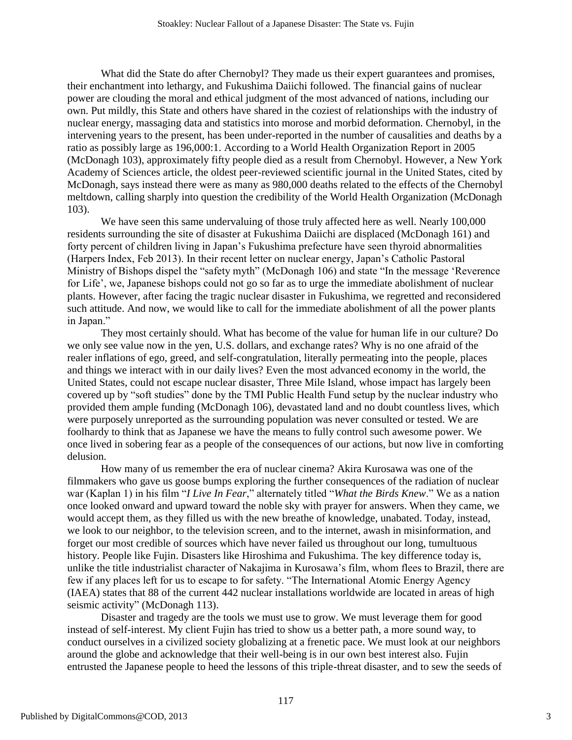What did the State do after Chernobyl? They made us their expert guarantees and promises, their enchantment into lethargy, and Fukushima Daiichi followed. The financial gains of nuclear power are clouding the moral and ethical judgment of the most advanced of nations, including our own. Put mildly, this State and others have shared in the coziest of relationships with the industry of nuclear energy, massaging data and statistics into morose and morbid deformation. Chernobyl, in the intervening years to the present, has been under-reported in the number of causalities and deaths by a ratio as possibly large as 196,000:1. According to a World Health Organization Report in 2005 (McDonagh 103), approximately fifty people died as a result from Chernobyl. However, a New York Academy of Sciences article, the oldest peer-reviewed scientific journal in the United States, cited by McDonagh, says instead there were as many as 980,000 deaths related to the effects of the Chernobyl meltdown, calling sharply into question the credibility of the World Health Organization (McDonagh 103).

We have seen this same undervaluing of those truly affected here as well. Nearly 100,000 residents surrounding the site of disaster at Fukushima Daiichi are displaced (McDonagh 161) and forty percent of children living in Japan's Fukushima prefecture have seen thyroid abnormalities (Harpers Index, Feb 2013). In their recent letter on nuclear energy, Japan's Catholic Pastoral Ministry of Bishops dispel the "safety myth" (McDonagh 106) and state "In the message 'Reverence for Life', we, Japanese bishops could not go so far as to urge the immediate abolishment of nuclear plants. However, after facing the tragic nuclear disaster in Fukushima, we regretted and reconsidered such attitude. And now, we would like to call for the immediate abolishment of all the power plants in Japan."

They most certainly should. What has become of the value for human life in our culture? Do we only see value now in the yen, U.S. dollars, and exchange rates? Why is no one afraid of the realer inflations of ego, greed, and self-congratulation, literally permeating into the people, places and things we interact with in our daily lives? Even the most advanced economy in the world, the United States, could not escape nuclear disaster, Three Mile Island, whose impact has largely been covered up by "soft studies" done by the TMI Public Health Fund setup by the nuclear industry who provided them ample funding (McDonagh 106), devastated land and no doubt countless lives, which were purposely unreported as the surrounding population was never consulted or tested. We are foolhardy to think that as Japanese we have the means to fully control such awesome power. We once lived in sobering fear as a people of the consequences of our actions, but now live in comforting delusion.

How many of us remember the era of nuclear cinema? Akira Kurosawa was one of the filmmakers who gave us goose bumps exploring the further consequences of the radiation of nuclear war (Kaplan 1) in his film "*I Live In Fear*," alternately titled "*What the Birds Knew*." We as a nation once looked onward and upward toward the noble sky with prayer for answers. When they came, we would accept them, as they filled us with the new breathe of knowledge, unabated. Today, instead, we look to our neighbor, to the television screen, and to the internet, awash in misinformation, and forget our most credible of sources which have never failed us throughout our long, tumultuous history. People like Fujin. Disasters like Hiroshima and Fukushima. The key difference today is, unlike the title industrialist character of Nakajima in Kurosawa's film, whom flees to Brazil, there are few if any places left for us to escape to for safety. "The International Atomic Energy Agency (IAEA) states that 88 of the current 442 nuclear installations worldwide are located in areas of high seismic activity" (McDonagh 113).

Disaster and tragedy are the tools we must use to grow. We must leverage them for good instead of self-interest. My client Fujin has tried to show us a better path, a more sound way, to conduct ourselves in a civilized society globalizing at a frenetic pace. We must look at our neighbors around the globe and acknowledge that their well-being is in our own best interest also. Fujin entrusted the Japanese people to heed the lessons of this triple-threat disaster, and to sew the seeds of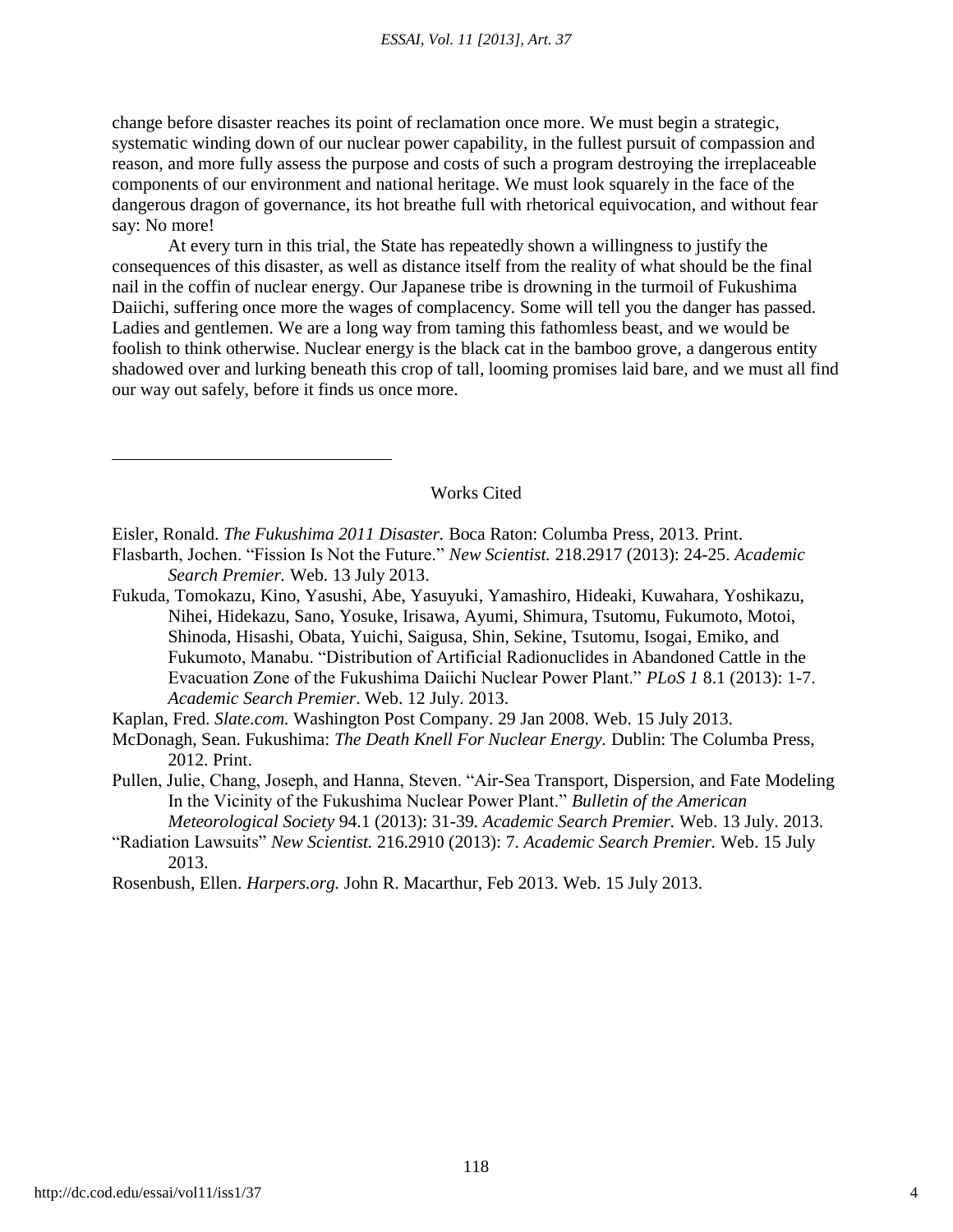change before disaster reaches its point of reclamation once more. We must begin a strategic, systematic winding down of our nuclear power capability, in the fullest pursuit of compassion and reason, and more fully assess the purpose and costs of such a program destroying the irreplaceable components of our environment and national heritage. We must look squarely in the face of the dangerous dragon of governance, its hot breathe full with rhetorical equivocation, and without fear say: No more!

At every turn in this trial, the State has repeatedly shown a willingness to justify the consequences of this disaster, as well as distance itself from the reality of what should be the final nail in the coffin of nuclear energy. Our Japanese tribe is drowning in the turmoil of Fukushima Daiichi, suffering once more the wages of complacency. Some will tell you the danger has passed. Ladies and gentlemen. We are a long way from taming this fathomless beast, and we would be foolish to think otherwise. Nuclear energy is the black cat in the bamboo grove, a dangerous entity shadowed over and lurking beneath this crop of tall, looming promises laid bare, and we must all find our way out safely, before it finds us once more.

## Works Cited

Eisler, Ronald. *The Fukushima 2011 Disaster.* Boca Raton: Columba Press, 2013. Print.

Flasbarth, Jochen. "Fission Is Not the Future." *New Scientist.* 218.2917 (2013): 24-25. *Academic Search Premier.* Web. 13 July 2013.

Fukuda, Tomokazu, Kino, Yasushi, Abe, Yasuyuki, Yamashiro, Hideaki, Kuwahara, Yoshikazu, Nihei, Hidekazu, Sano, Yosuke, Irisawa, Ayumi, Shimura, Tsutomu, Fukumoto, Motoi, Shinoda, Hisashi, Obata, Yuichi, Saigusa, Shin, Sekine, Tsutomu, Isogai, Emiko, and Fukumoto, Manabu. "Distribution of Artificial Radionuclides in Abandoned Cattle in the Evacuation Zone of the Fukushima Daiichi Nuclear Power Plant." *PLoS 1* 8.1 (2013): 1-7. *Academic Search Premier*. Web. 12 July. 2013.

Kaplan, Fred. *Slate.com.* Washington Post Company. 29 Jan 2008. Web. 15 July 2013.

McDonagh, Sean. Fukushima: *The Death Knell For Nuclear Energy.* Dublin: The Columba Press, 2012. Print.

Pullen, Julie, Chang, Joseph, and Hanna, Steven. "Air-Sea Transport, Dispersion, and Fate Modeling In the Vicinity of the Fukushima Nuclear Power Plant." *Bulletin of the American Meteorological Society* 94.1 (2013): 31-39. *Academic Search Premier.* Web. 13 July. 2013.

"Radiation Lawsuits" *New Scientist.* 216.2910 (2013): 7. *Academic Search Premier.* Web. 15 July 2013.

Rosenbush, Ellen. *Harpers.org.* John R. Macarthur, Feb 2013. Web. 15 July 2013.